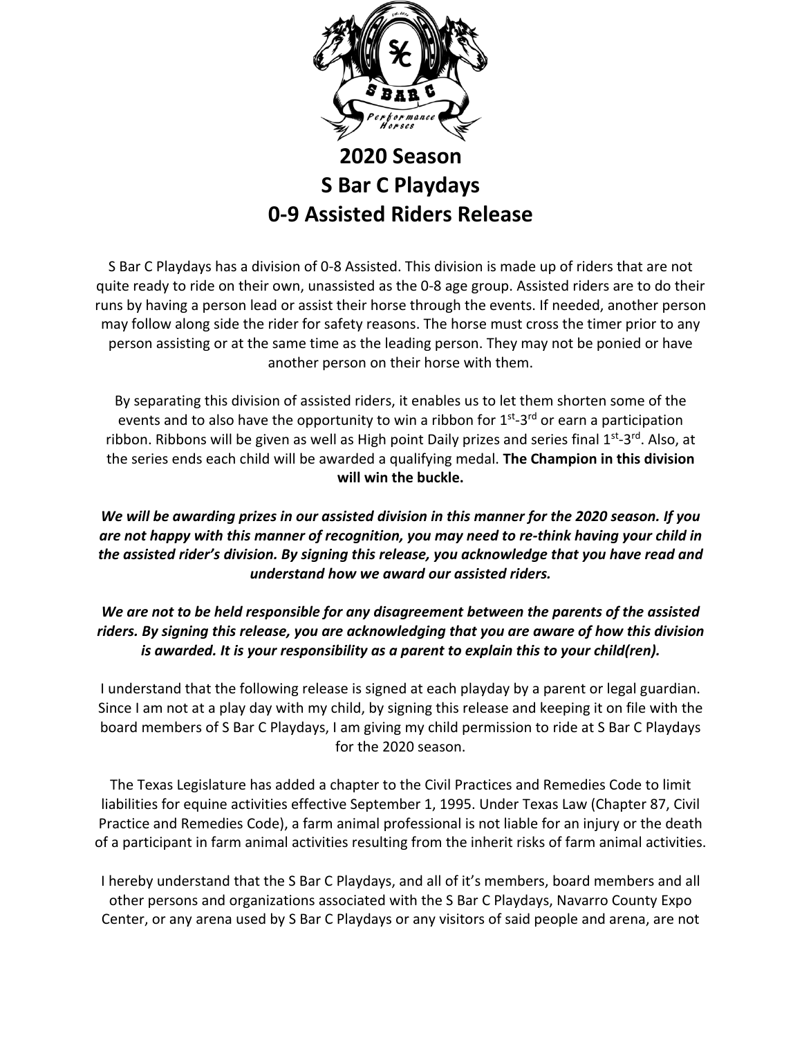# 2020 Season
# S Bar C Playdays
# 0-9 Assisted Riders Release

S Bar C Playdays has a division of 0-8 Assisted. This division is made up of riders that are not quite ready to ride on their own, unassisted as the 0-8 age group. Assisted riders are to do their runs by having a person lead or assist their horse through the events. If needed, another person may follow along side the rider for safety reasons. The horse must cross the timer prior to any person assisting or at the same time as the leading person. They may not be ponied or have another person on their horse with them.

By separating this division of assisted riders, it enables us to let them shorten some of the events and to also have the opportunity to win a ribbon for 1st-3rd or earn a participation ribbon. Ribbons will be given as well as High point Daily prizes and series final 1st-3rd. Also, at the series ends each child will be awarded a qualifying medal. **The Champion in this division will win the buckle.**

***We will be awarding prizes in our assisted division in this manner for the 2020 season. If you are not happy with this manner of recognition, you may need to re-think having your child in the assisted rider's division. By signing this release, you acknowledge that you have read and understand how we award our assisted riders.***

***We are not to be held responsible for any disagreement between the parents of the assisted riders. By signing this release, you are acknowledging that you are aware of how this division is awarded. It is your responsibility as a parent to explain this to your child(ren).***

I understand that the following release is signed at each playday by a parent or legal guardian. Since I am not at a play day with my child, by signing this release and keeping it on file with the board members of S Bar C Playdays, I am giving my child permission to ride at S Bar C Playdays for the 2020 season.

The Texas Legislature has added a chapter to the Civil Practices and Remedies Code to limit liabilities for equine activities effective September 1, 1995. Under Texas Law (Chapter 87, Civil Practice and Remedies Code), a farm animal professional is not liable for an injury or the death of a participant in farm animal activities resulting from the inherit risks of farm animal activities.

I hereby understand that the S Bar C Playdays, and all of it's members, board members and all other persons and organizations associated with the S Bar C Playdays, Navarro County Expo Center, or any arena used by S Bar C Playdays or any visitors of said people and arena, are not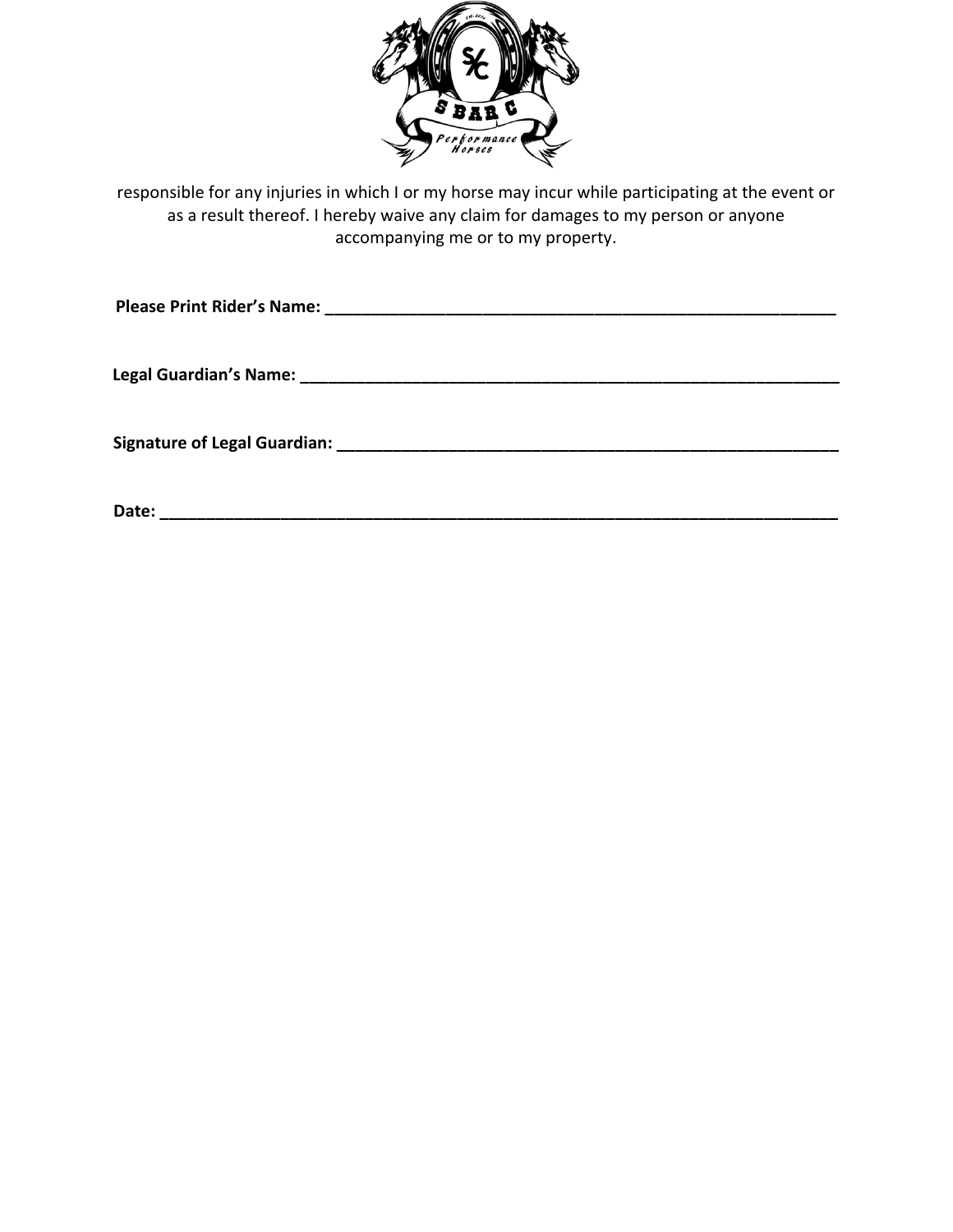responsible for any injuries in which I or my horse may incur while participating at the event or as a result thereof. I hereby waive any claim for damages to my person or anyone accompanying me or to my property.

**Please Print Rider's Name: \_\_\_\_\_\_\_\_\_\_\_\_\_\_\_\_\_\_\_\_\_\_\_\_\_\_\_\_\_\_\_\_\_\_\_\_\_\_\_\_\_\_\_\_\_\_\_\_\_\_\_\_\_\_\_\_\_\_\_\_**

**Legal Guardian's Name: \_\_\_\_\_\_\_\_\_\_\_\_\_\_\_\_\_\_\_\_\_\_\_\_\_\_\_\_\_\_\_\_\_\_\_\_\_\_\_\_\_\_\_\_\_\_\_\_\_\_\_\_\_\_\_\_\_\_\_\_\_\_**

**Signature of Legal Guardian: \_\_\_\_\_\_\_\_\_\_\_\_\_\_\_\_\_\_\_\_\_\_\_\_\_\_\_\_\_\_\_\_\_\_\_\_\_\_\_\_\_\_\_\_\_\_\_\_\_\_\_\_\_\_\_\_\_\_**

**Date: \_\_\_\_\_\_\_\_\_\_\_\_\_\_\_\_\_\_\_\_\_\_\_\_\_\_\_\_\_\_\_\_\_\_\_\_\_\_\_\_\_\_\_\_\_\_\_\_\_\_\_\_\_\_\_\_\_\_\_\_\_\_\_\_\_\_\_\_\_\_\_\_\_\_\_\_\_\_**